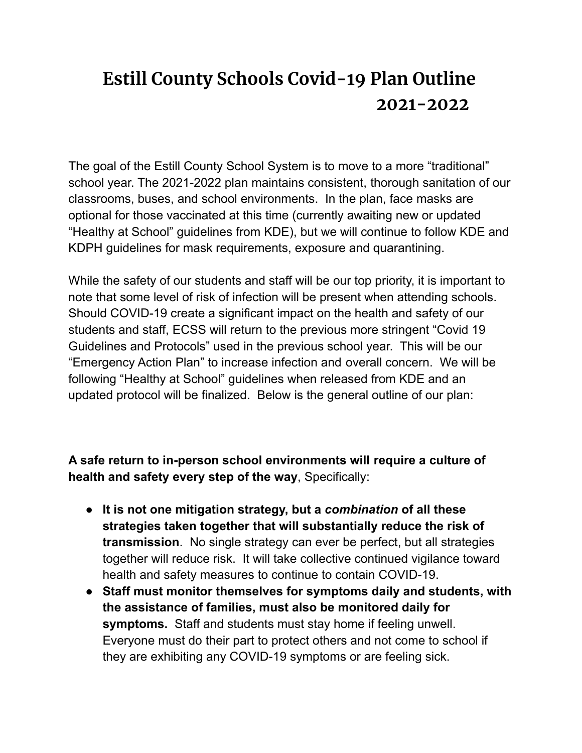# Estill County Schools Covid-19 Plan Outline 2021-2022

The goal of the Estill County School System is to move to a more "traditional" school year. The 2021-2022 plan maintains consistent, thorough sanitation of our classrooms, buses, and school environments. In the plan, face masks are optional for those vaccinated at this time (currently awaiting new or updated "Healthy at School" guidelines from KDE), but we will continue to follow KDE and KDPH guidelines for mask requirements, exposure and quarantining.

While the safety of our students and staff will be our top priority, it is important to note that some level of risk of infection will be present when attending schools. Should COVID-19 create a significant impact on the health and safety of our students and staff, ECSS will return to the previous more stringent "Covid 19 Guidelines and Protocols" used in the previous school year. This will be our "Emergency Action Plan" to increase infection and overall concern. We will be following "Healthy at School" guidelines when released from KDE and an updated protocol will be finalized. Below is the general outline of our plan:

**A safe return to in-person school environments will require a culture of health and safety every step of the way**, Specifically:

- **It is not one mitigation strategy, but a *combination* of all these strategies taken together that will substantially reduce the risk of transmission**. No single strategy can ever be perfect, but all strategies together will reduce risk. It will take collective continued vigilance toward health and safety measures to continue to contain COVID-19.
- **Staff must monitor themselves for symptoms daily and students, with the assistance of families, must also be monitored daily for symptoms.** Staff and students must stay home if feeling unwell. Everyone must do their part to protect others and not come to school if they are exhibiting any COVID-19 symptoms or are feeling sick.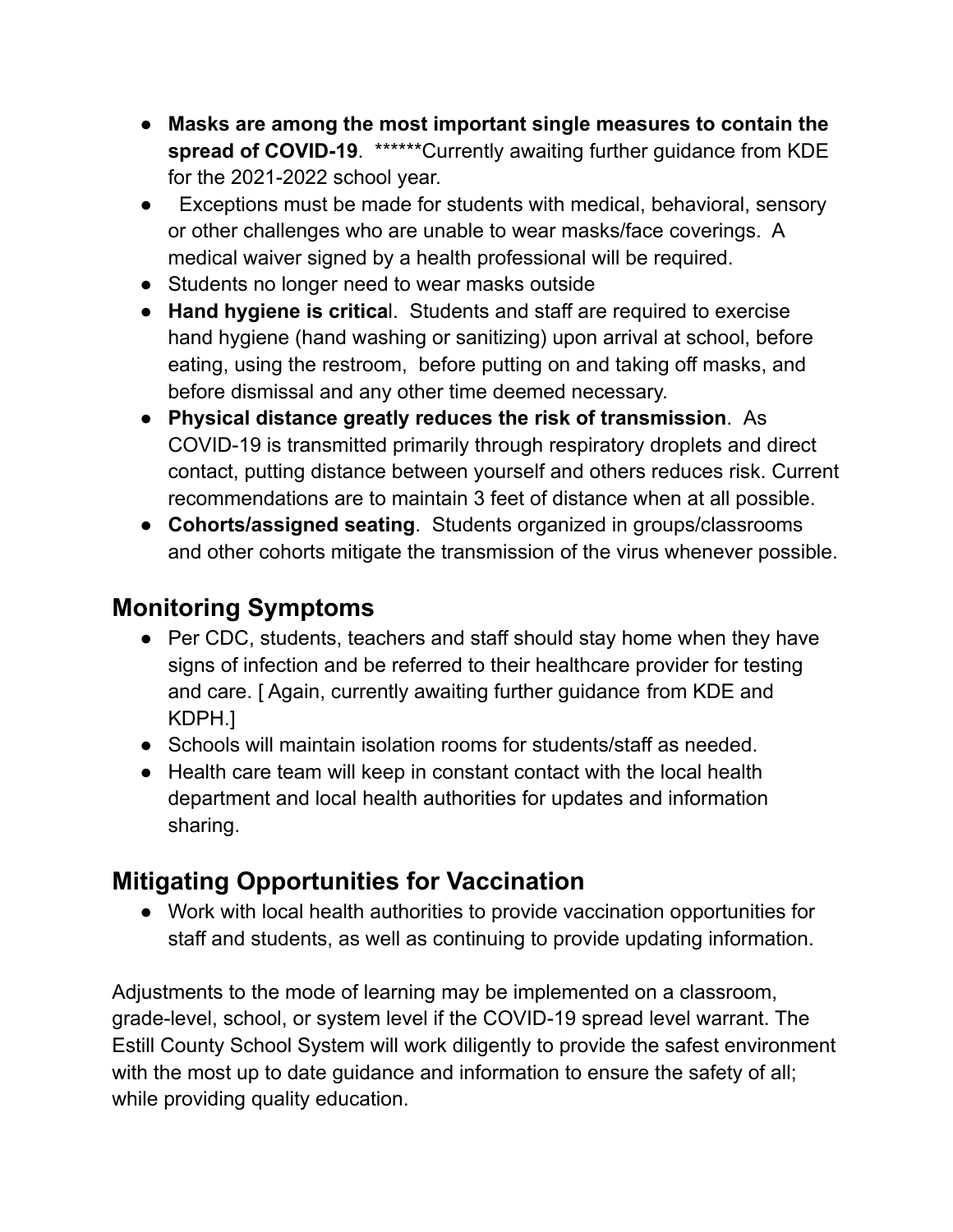- **Masks are among the most important single measures to contain the spread of COVID-19**. ******Currently awaiting further guidance from KDE for the 2021-2022 school year.
- Exceptions must be made for students with medical, behavioral, sensory or other challenges who are unable to wear masks/face coverings. A medical waiver signed by a health professional will be required.
- Students no longer need to wear masks outside
- **Hand hygiene is critica**l. Students and staff are required to exercise hand hygiene (hand washing or sanitizing) upon arrival at school, before eating, using the restroom, before putting on and taking off masks, and before dismissal and any other time deemed necessary.
- **Physical distance greatly reduces the risk of transmission**. As COVID-19 is transmitted primarily through respiratory droplets and direct contact, putting distance between yourself and others reduces risk. Current recommendations are to maintain 3 feet of distance when at all possible.
- **Cohorts/assigned seating**. Students organized in groups/classrooms and other cohorts mitigate the transmission of the virus whenever possible.

## Monitoring Symptoms

- Per CDC, students, teachers and staff should stay home when they have signs of infection and be referred to their healthcare provider for testing and care. [ Again, currently awaiting further guidance from KDE and KDPH.]
- Schools will maintain isolation rooms for students/staff as needed.
- Health care team will keep in constant contact with the local health department and local health authorities for updates and information sharing.

## Mitigating Opportunities for Vaccination

- Work with local health authorities to provide vaccination opportunities for staff and students, as well as continuing to provide updating information.

Adjustments to the mode of learning may be implemented on a classroom, grade-level, school, or system level if the COVID-19 spread level warrant. The Estill County School System will work diligently to provide the safest environment with the most up to date guidance and information to ensure the safety of all; while providing quality education.